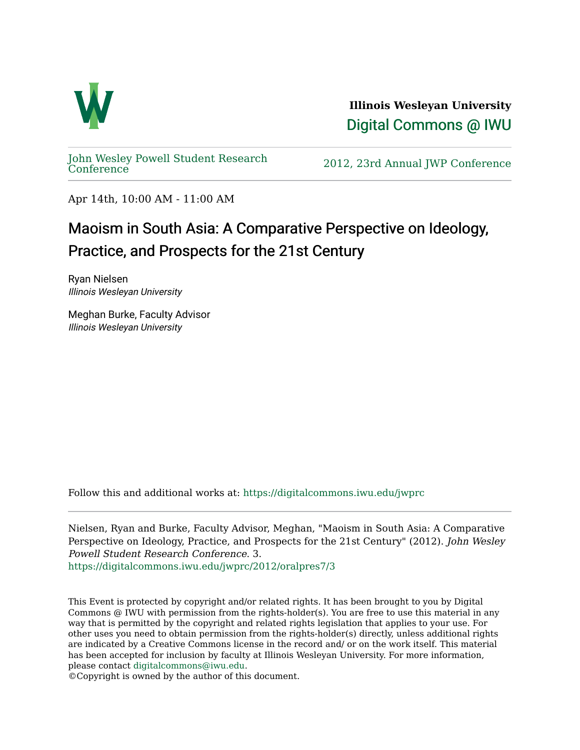**Illinois Wesleyan University**

Digital Commons @ IWU

John Wesley Powell Student Research Conference

2012, 23rd Annual JWP Conference

Apr 14th, 10:00 AM - 11:00 AM

# Maoism in South Asia: A Comparative Perspective on Ideology, Practice, and Prospects for the 21st Century

Ryan Nielsen
*Illinois Wesleyan University*

Meghan Burke, Faculty Advisor
*Illinois Wesleyan University*

Follow this and additional works at: https://digitalcommons.iwu.edu/jwprc

Nielsen, Ryan and Burke, Faculty Advisor, Meghan, "Maoism in South Asia: A Comparative Perspective on Ideology, Practice, and Prospects for the 21st Century" (2012). *John Wesley Powell Student Research Conference*. 3.
https://digitalcommons.iwu.edu/jwprc/2012/oralpres7/3

This Event is protected by copyright and/or related rights. It has been brought to you by Digital Commons @ IWU with permission from the rights-holder(s). You are free to use this material in any way that is permitted by the copyright and related rights legislation that applies to your use. For other uses you need to obtain permission from the rights-holder(s) directly, unless additional rights are indicated by a Creative Commons license in the record and/ or on the work itself. This material has been accepted for inclusion by faculty at Illinois Wesleyan University. For more information, please contact digitalcommons@iwu.edu.
©Copyright is owned by the author of this document.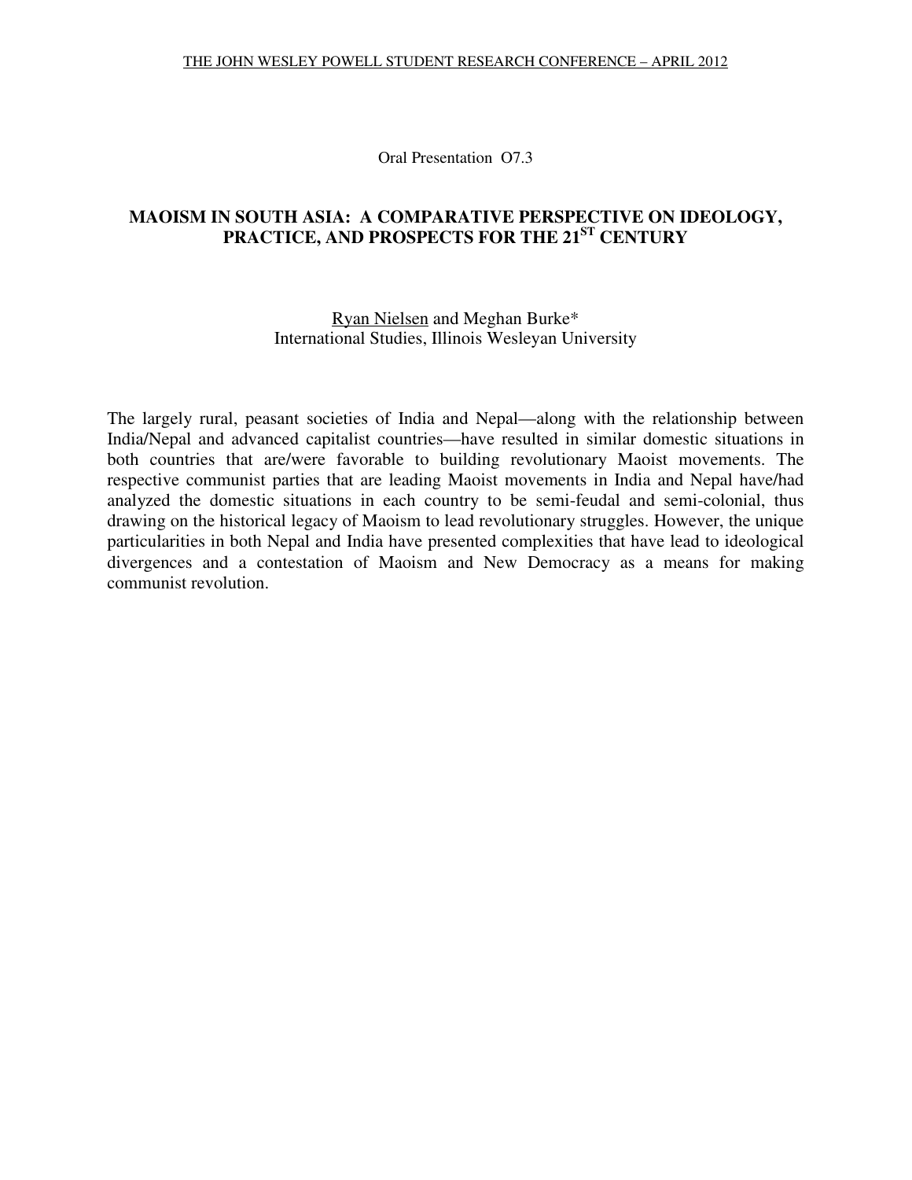Oral Presentation O7.3

# MAOISM IN SOUTH ASIA: A COMPARATIVE PERSPECTIVE ON IDEOLOGY, PRACTICE, AND PROSPECTS FOR THE 21$^{ST}$ CENTURY

Ryan Nielsen and Meghan Burke*
International Studies, Illinois Wesleyan University

The largely rural, peasant societies of India and Nepal—along with the relationship between India/Nepal and advanced capitalist countries—have resulted in similar domestic situations in both countries that are/were favorable to building revolutionary Maoist movements. The respective communist parties that are leading Maoist movements in India and Nepal have/had analyzed the domestic situations in each country to be semi-feudal and semi-colonial, thus drawing on the historical legacy of Maoism to lead revolutionary struggles. However, the unique particularities in both Nepal and India have presented complexities that have lead to ideological divergences and a contestation of Maoism and New Democracy as a means for making communist revolution.